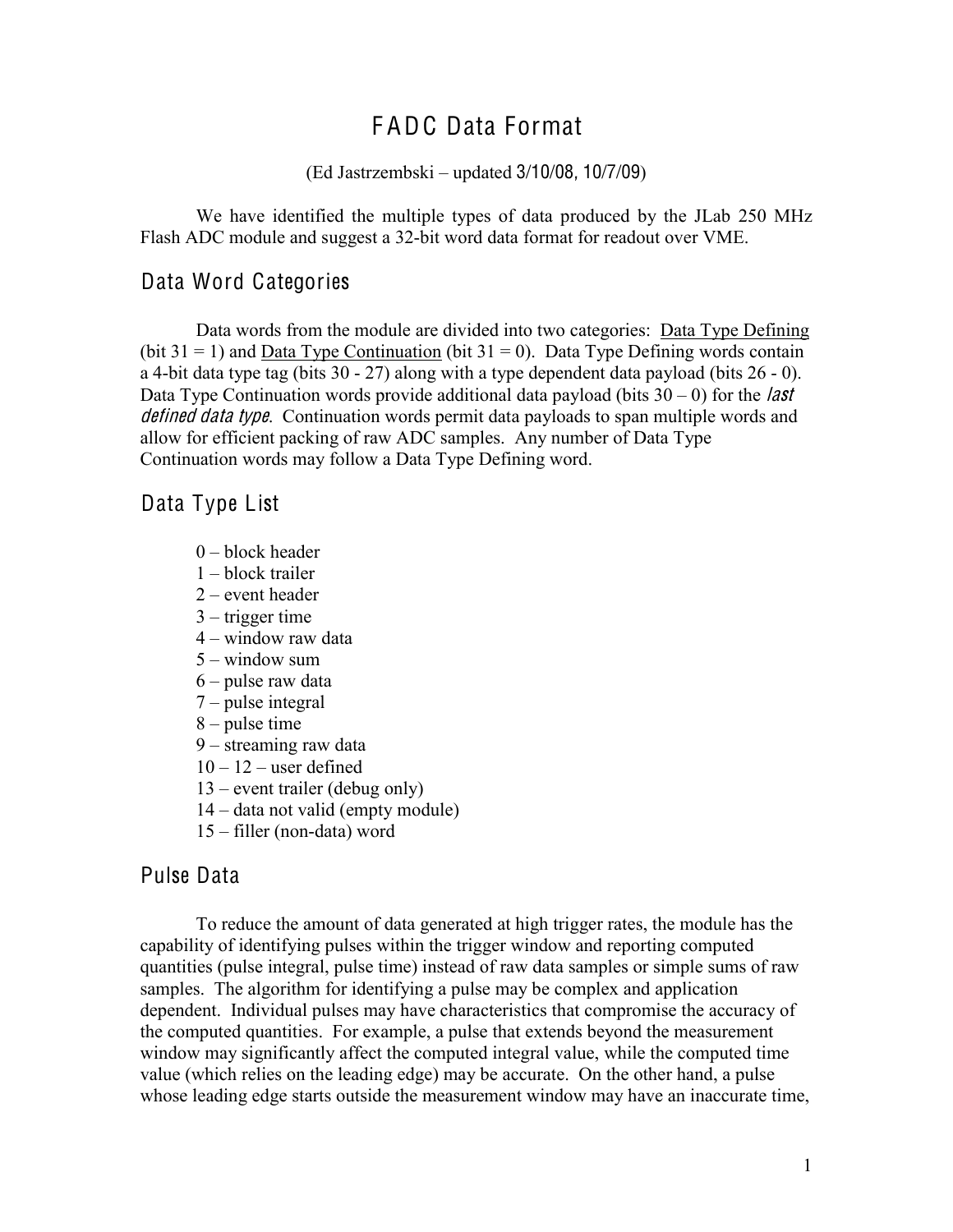# FADC Data Format

(Ed Jastrzembski – updated 3/10/08, 10/7/09)

We have identified the multiple types of data produced by the JLab 250 MHz Flash ADC module and suggest a 32-bit word data format for readout over VME.

## Data Word Categories

Data words from the module are divided into two categories: Data Type Defining (bit 31 = 1) and Data Type Continuation (bit 31 = 0). Data Type Defining words contain a 4-bit data type tag (bits 30 - 27) along with a type dependent data payload (bits 26 - 0). Data Type Continuation words provide additional data payload (bits 30 – 0) for the *last defined data type*. Continuation words permit data payloads to span multiple words and allow for efficient packing of raw ADC samples. Any number of Data Type Continuation words may follow a Data Type Defining word.

## Data Type List

- 0 – block header
- 1 – block trailer
- 2 – event header
- 3 – trigger time
- 4 – window raw data
- 5 – window sum
- 6 – pulse raw data
- 7 – pulse integral
- 8 – pulse time
- 9 – streaming raw data
- 10 – 12 – user defined
- 13 – event trailer (debug only)
- 14 – data not valid (empty module)
- 15 – filler (non-data) word

## Pulse Data

To reduce the amount of data generated at high trigger rates, the module has the capability of identifying pulses within the trigger window and reporting computed quantities (pulse integral, pulse time) instead of raw data samples or simple sums of raw samples. The algorithm for identifying a pulse may be complex and application dependent. Individual pulses may have characteristics that compromise the accuracy of the computed quantities. For example, a pulse that extends beyond the measurement window may significantly affect the computed integral value, while the computed time value (which relies on the leading edge) may be accurate. On the other hand, a pulse whose leading edge starts outside the measurement window may have an inaccurate time,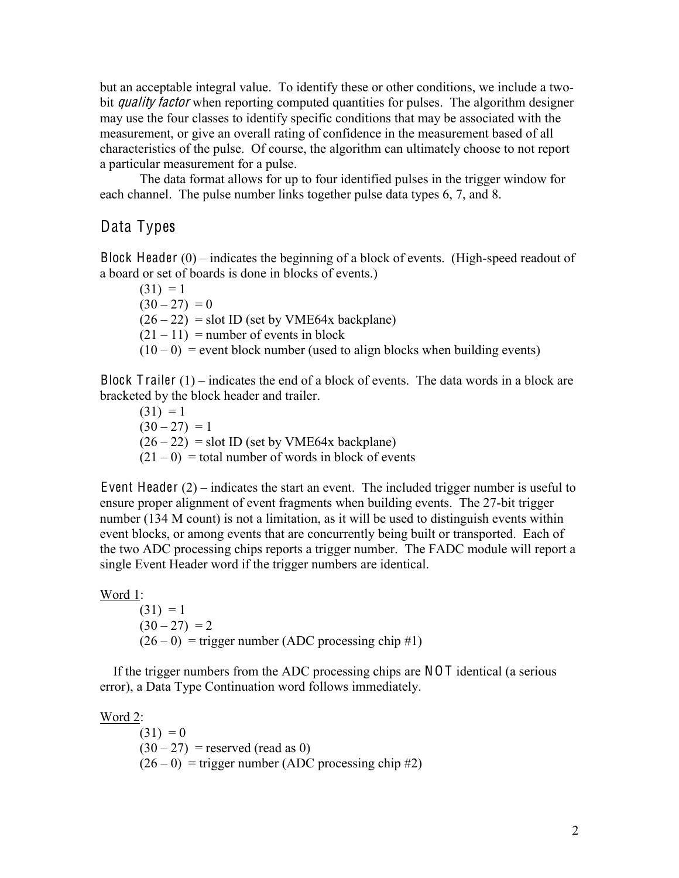but an acceptable integral value. To identify these or other conditions, we include a two-bit *quality factor* when reporting computed quantities for pulses. The algorithm designer may use the four classes to identify specific conditions that may be associated with the measurement, or give an overall rating of confidence in the measurement based of all characteristics of the pulse. Of course, the algorithm can ultimately choose to not report a particular measurement for a pulse.

The data format allows for up to four identified pulses in the trigger window for each channel. The pulse number links together pulse data types 6, 7, and 8.

## Data Types

**Block Header** (0) – indicates the beginning of a block of events. (High-speed readout of a board or set of boards is done in blocks of events.)

(31) = 1
(30 – 27) = 0
(26 – 22) = slot ID (set by VME64x backplane)
(21 – 11) = number of events in block
(10 – 0) = event block number (used to align blocks when building events)

**Block Trailer** (1) – indicates the end of a block of events. The data words in a block are bracketed by the block header and trailer.

(31) = 1
(30 – 27) = 1
(26 – 22) = slot ID (set by VME64x backplane)
(21 – 0) = total number of words in block of events

**Event Header** (2) – indicates the start an event. The included trigger number is useful to ensure proper alignment of event fragments when building events. The 27-bit trigger number (134 M count) is not a limitation, as it will be used to distinguish events within event blocks, or among events that are concurrently being built or transported. Each of the two ADC processing chips reports a trigger number. The FADC module will report a single Event Header word if the trigger numbers are identical.

<u>Word 1</u>:

(31) = 1
(30 – 27) = 2
(26 – 0) = trigger number (ADC processing chip #1)

If the trigger numbers from the ADC processing chips are **NOT** identical (a serious error), a Data Type Continuation word follows immediately.

<u>Word 2</u>:

(31) = 0
(30 – 27) = reserved (read as 0)
(26 – 0) = trigger number (ADC processing chip #2)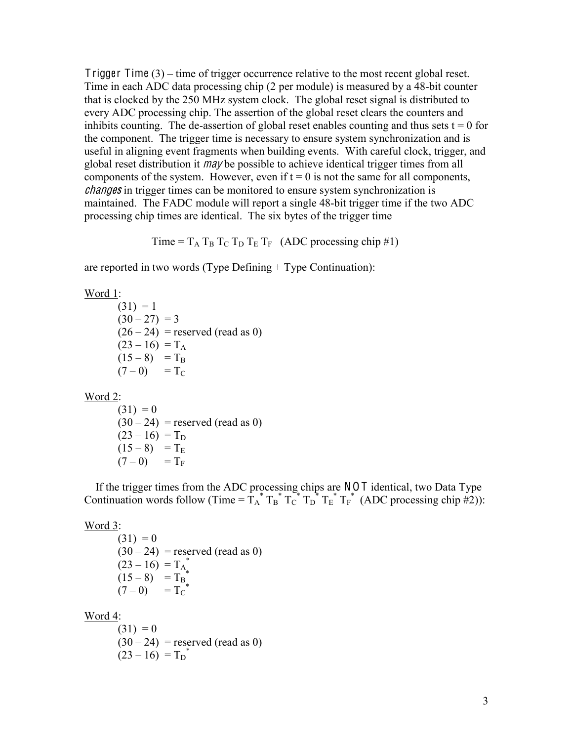**Trigger Time** (3) – time of trigger occurrence relative to the most recent global reset. Time in each ADC data processing chip (2 per module) is measured by a 48-bit counter that is clocked by the 250 MHz system clock. The global reset signal is distributed to every ADC processing chip. The assertion of the global reset clears the counters and inhibits counting. The de-assertion of global reset enables counting and thus sets t = 0 for the component. The trigger time is necessary to ensure system synchronization and is useful in aligning event fragments when building events. With careful clock, trigger, and global reset distribution it *may* be possible to achieve identical trigger times from all components of the system. However, even if t = 0 is not the same for all components, *changes* in trigger times can be monitored to ensure system synchronization is maintained. The FADC module will report a single 48-bit trigger time if the two ADC processing chip times are identical. The six bytes of the trigger time

$$\text{Time} = T_A\ T_B\ T_C\ T_D\ T_E\ T_F \quad \text{(ADC processing chip \#1)}$$

are reported in two words (Type Defining + Type Continuation):

Word 1:

- (31) = 1
- (30 – 27) = 3
- (26 – 24) = reserved (read as 0)
- (23 – 16) = $T_A$
- (15 – 8) = $T_B$
- (7 – 0) = $T_C$

Word 2:

- (31) = 0
- (30 – 24) = reserved (read as 0)
- (23 – 16) = $T_D$
- (15 – 8) = $T_E$
- (7 – 0) = $T_F$

If the trigger times from the ADC processing chips are **NOT** identical, two Data Type Continuation words follow (Time = $T_A^*\ T_B^*\ T_C^*\ T_D^*\ T_E^*\ T_F^*$ (ADC processing chip #2)):

Word 3:

- (31) = 0
- (30 – 24) = reserved (read as 0)
- (23 – 16) = $T_A^*$
- (15 – 8) = $T_B^*$
- (7 – 0) = $T_C^*$

Word 4:

- (31) = 0
- (30 – 24) = reserved (read as 0)
- (23 – 16) = $T_D^*$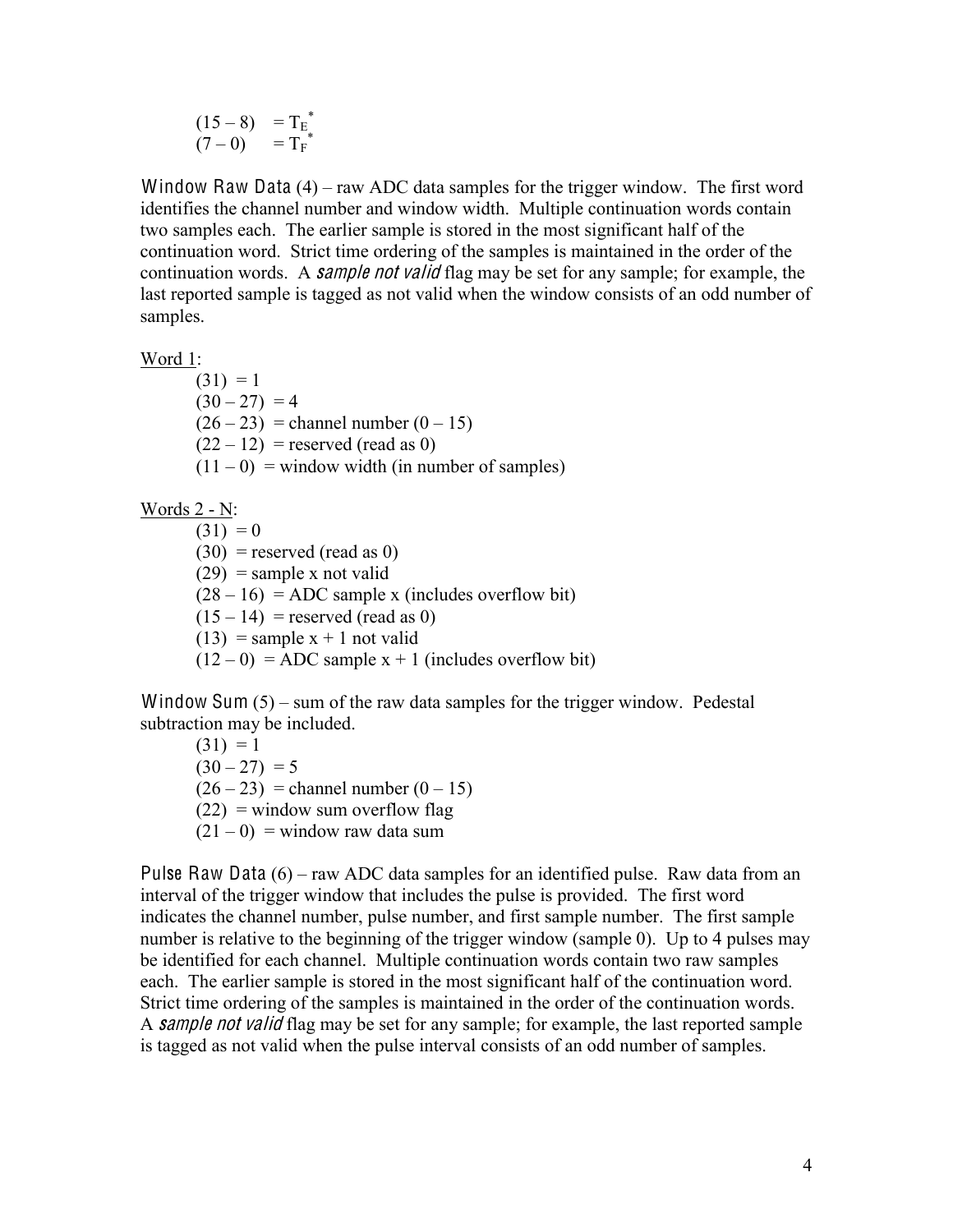(15 – 8) = $T_E^*$
(7 – 0) = $T_F^*$

**Window Raw Data** (4) – raw ADC data samples for the trigger window. The first word identifies the channel number and window width. Multiple continuation words contain two samples each. The earlier sample is stored in the most significant half of the continuation word. Strict time ordering of the samples is maintained in the order of the continuation words. A *sample not valid* flag may be set for any sample; for example, the last reported sample is tagged as not valid when the window consists of an odd number of samples.

Word 1:

(31) = 1
(30 – 27) = 4
(26 – 23) = channel number (0 – 15)
(22 – 12) = reserved (read as 0)
(11 – 0) = window width (in number of samples)

Words 2 - N:

(31) = 0
(30) = reserved (read as 0)
(29) = sample x not valid
(28 – 16) = ADC sample x (includes overflow bit)
(15 – 14) = reserved (read as 0)
(13) = sample x + 1 not valid
(12 – 0) = ADC sample x + 1 (includes overflow bit)

**Window Sum** (5) – sum of the raw data samples for the trigger window. Pedestal subtraction may be included.

(31) = 1
(30 – 27) = 5
(26 – 23) = channel number (0 – 15)
(22) = window sum overflow flag
(21 – 0) = window raw data sum

**Pulse Raw Data** (6) – raw ADC data samples for an identified pulse. Raw data from an interval of the trigger window that includes the pulse is provided. The first word indicates the channel number, pulse number, and first sample number. The first sample number is relative to the beginning of the trigger window (sample 0). Up to 4 pulses may be identified for each channel. Multiple continuation words contain two raw samples each. The earlier sample is stored in the most significant half of the continuation word. Strict time ordering of the samples is maintained in the order of the continuation words. A *sample not valid* flag may be set for any sample; for example, the last reported sample is tagged as not valid when the pulse interval consists of an odd number of samples.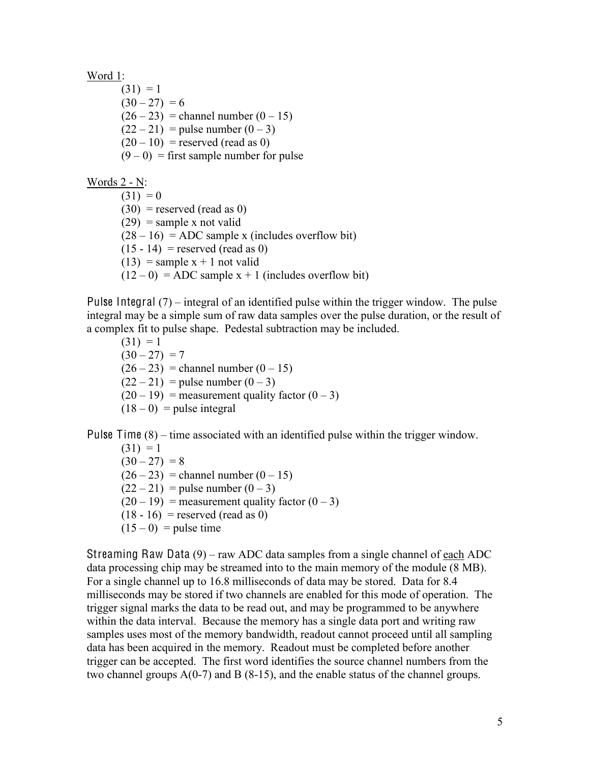<u>Word 1</u>:

(31) = 1
(30 – 27) = 6
(26 – 23) = channel number (0 – 15)
(22 – 21) = pulse number (0 – 3)
(20 – 10) = reserved (read as 0)
(9 – 0) = first sample number for pulse

<u>Words 2 - N</u>:

(31) = 0
(30) = reserved (read as 0)
(29) = sample x not valid
(28 – 16) = ADC sample x (includes overflow bit)
(15 - 14) = reserved (read as 0)
(13) = sample x + 1 not valid
(12 – 0) = ADC sample x + 1 (includes overflow bit)

**Pulse Integral** (7) – integral of an identified pulse within the trigger window. The pulse integral may be a simple sum of raw data samples over the pulse duration, or the result of a complex fit to pulse shape. Pedestal subtraction may be included.

(31) = 1
(30 – 27) = 7
(26 – 23) = channel number (0 – 15)
(22 – 21) = pulse number (0 – 3)
(20 – 19) = measurement quality factor (0 – 3)
(18 – 0) = pulse integral

**Pulse Time** (8) – time associated with an identified pulse within the trigger window.

(31) = 1
(30 – 27) = 8
(26 – 23) = channel number (0 – 15)
(22 – 21) = pulse number (0 – 3)
(20 – 19) = measurement quality factor (0 – 3)
(18 - 16) = reserved (read as 0)
(15 – 0) = pulse time

**Streaming Raw Data** (9) – raw ADC data samples from a single channel of <u>each</u> ADC data processing chip may be streamed into to the main memory of the module (8 MB). For a single channel up to 16.8 milliseconds of data may be stored. Data for 8.4 milliseconds may be stored if two channels are enabled for this mode of operation. The trigger signal marks the data to be read out, and may be programmed to be anywhere within the data interval. Because the memory has a single data port and writing raw samples uses most of the memory bandwidth, readout cannot proceed until all sampling data has been acquired in the memory. Readout must be completed before another trigger can be accepted. The first word identifies the source channel numbers from the two channel groups A(0-7) and B (8-15), and the enable status of the channel groups.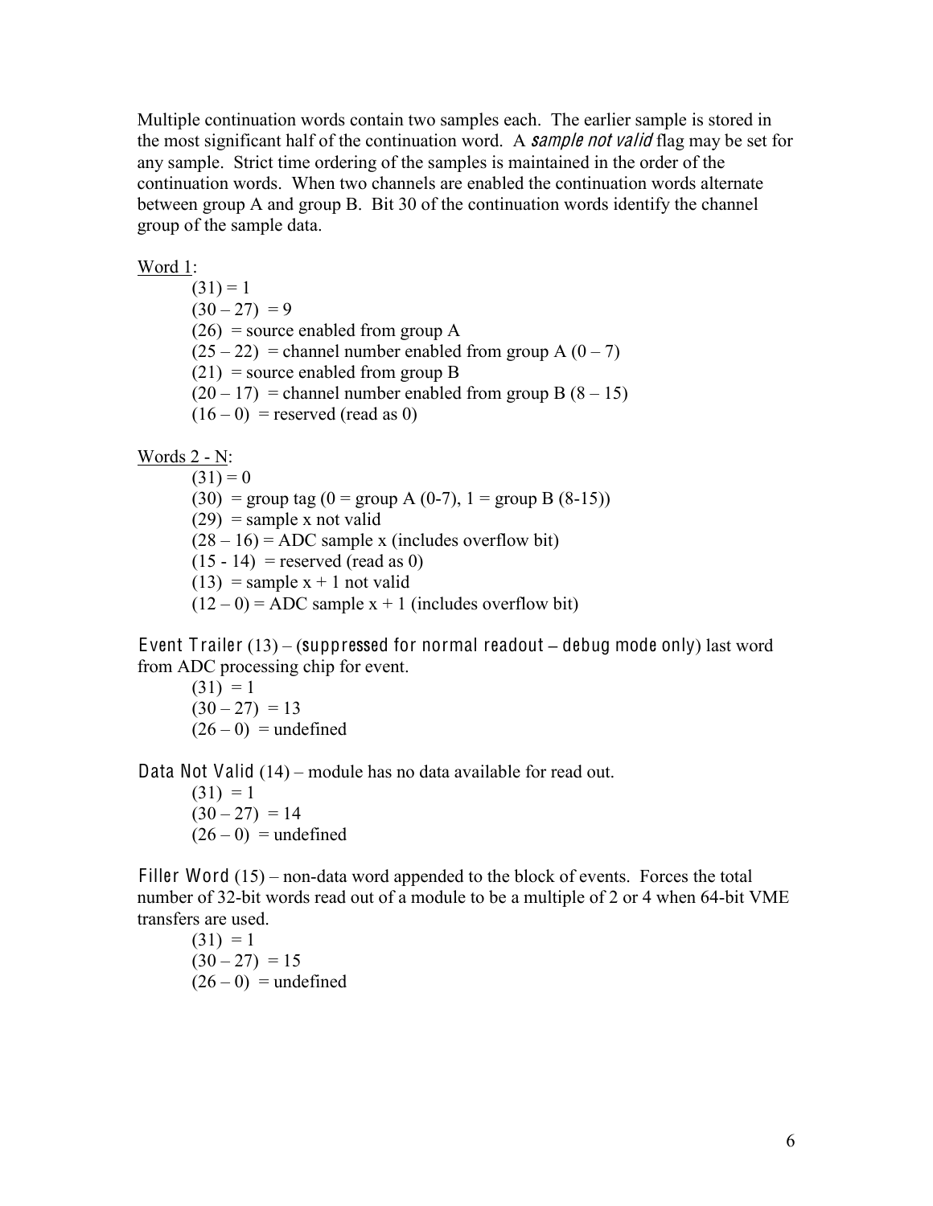Multiple continuation words contain two samples each. The earlier sample is stored in the most significant half of the continuation word. A *sample not valid* flag may be set for any sample. Strict time ordering of the samples is maintained in the order of the continuation words. When two channels are enabled the continuation words alternate between group A and group B. Bit 30 of the continuation words identify the channel group of the sample data.

<u>Word 1</u>:

- (31) = 1
- (30 – 27) = 9
- (26) = source enabled from group A
- (25 – 22) = channel number enabled from group A (0 – 7)
- (21) = source enabled from group B
- (20 – 17) = channel number enabled from group B (8 – 15)
- (16 – 0) = reserved (read as 0)

<u>Words 2 - N</u>:

- (31) = 0
- (30) = group tag (0 = group A (0-7), 1 = group B (8-15))
- (29) = sample x not valid
- (28 – 16) = ADC sample x (includes overflow bit)
- (15 - 14) = reserved (read as 0)
- (13) = sample x + 1 not valid
- (12 – 0) = ADC sample x + 1 (includes overflow bit)

**Event Trailer** (13) – (**suppressed for normal readout – debug mode only**) last word from ADC processing chip for event.

- (31) = 1
- (30 – 27) = 13
- (26 – 0) = undefined

**Data Not Valid** (14) – module has no data available for read out.

- (31) = 1
- (30 – 27) = 14
- (26 – 0) = undefined

**Filler Word** (15) – non-data word appended to the block of events. Forces the total number of 32-bit words read out of a module to be a multiple of 2 or 4 when 64-bit VME transfers are used.

- (31) = 1
- (30 – 27) = 15
- (26 – 0) = undefined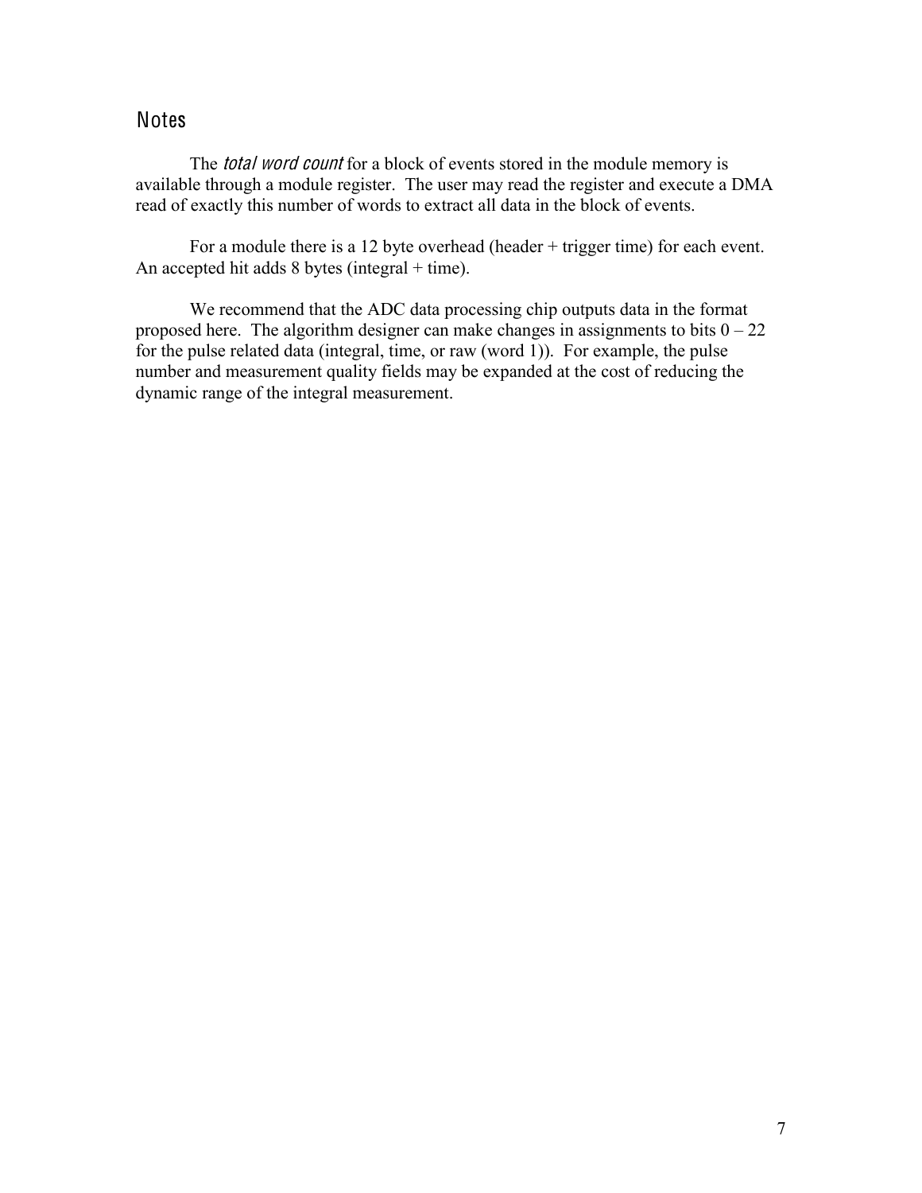## Notes

The *total word count* for a block of events stored in the module memory is available through a module register. The user may read the register and execute a DMA read of exactly this number of words to extract all data in the block of events.

For a module there is a 12 byte overhead (header + trigger time) for each event. An accepted hit adds 8 bytes (integral + time).

We recommend that the ADC data processing chip outputs data in the format proposed here. The algorithm designer can make changes in assignments to bits 0 – 22 for the pulse related data (integral, time, or raw (word 1)). For example, the pulse number and measurement quality fields may be expanded at the cost of reducing the dynamic range of the integral measurement.